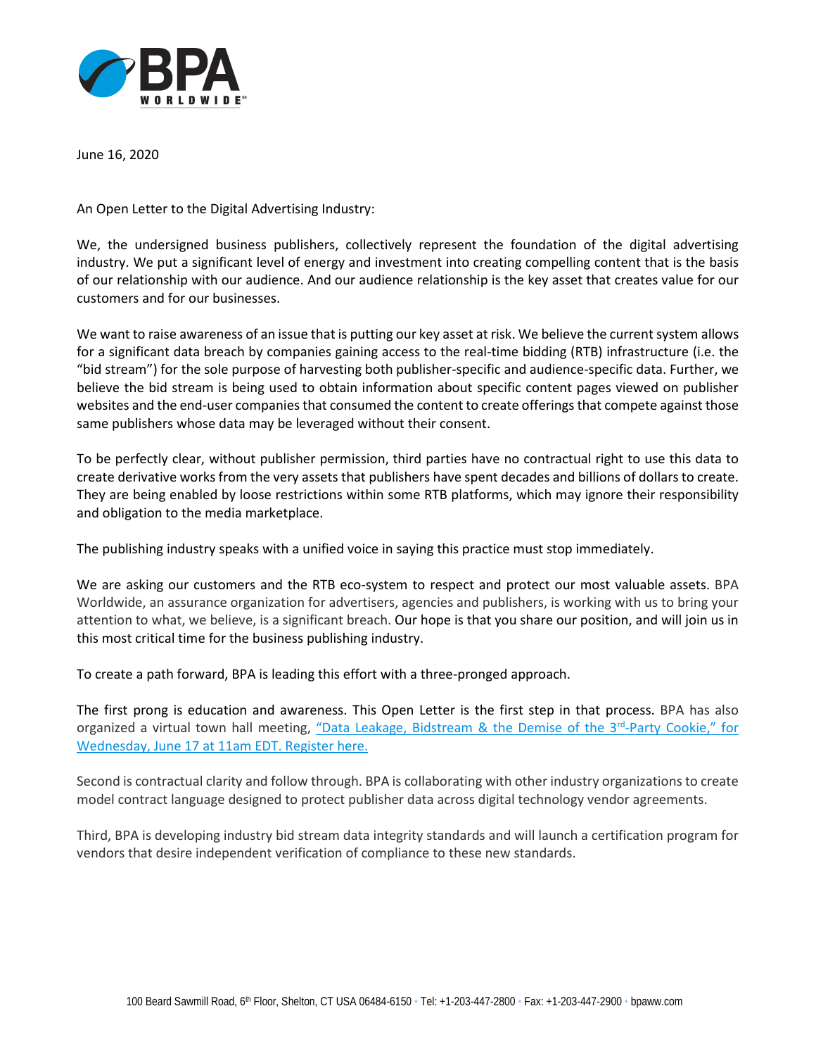June 16, 2020

An Open Letter to the Digital Advertising Industry:

We, the undersigned business publishers, collectively represent the foundation of the digital advertising industry. We put a significant level of energy and investment into creating compelling content that is the basis of our relationship with our audience. And our audience relationship is the key asset that creates value for our customers and for our businesses.

We want to raise awareness of an issue that is putting our key asset at risk. We believe the current system allows for a significant data breach by companies gaining access to the real-time bidding (RTB) infrastructure (i.e. the "bid stream") for the sole purpose of harvesting both publisher-specific and audience-specific data. Further, we believe the bid stream is being used to obtain information about specific content pages viewed on publisher websites and the end-user companies that consumed the content to create offerings that compete against those same publishers whose data may be leveraged without their consent.

To be perfectly clear, without publisher permission, third parties have no contractual right to use this data to create derivative works from the very assets that publishers have spent decades and billions of dollars to create. They are being enabled by loose restrictions within some RTB platforms, which may ignore their responsibility and obligation to the media marketplace.

The publishing industry speaks with a unified voice in saying this practice must stop immediately.

We are asking our customers and the RTB eco-system to respect and protect our most valuable assets. BPA Worldwide, an assurance organization for advertisers, agencies and publishers, is working with us to bring your attention to what, we believe, is a significant breach. Our hope is that you share our position, and will join us in this most critical time for the business publishing industry.

To create a path forward, BPA is leading this effort with a three-pronged approach.

The first prong is education and awareness. This Open Letter is the first step in that process. BPA has also organized a virtual town hall meeting, "Data Leakage, Bidstream & the Demise of the 3rd-Party Cookie," for Wednesday, June 17 at 11am EDT. Register here.

Second is contractual clarity and follow through. BPA is collaborating with other industry organizations to create model contract language designed to protect publisher data across digital technology vendor agreements.

Third, BPA is developing industry bid stream data integrity standards and will launch a certification program for vendors that desire independent verification of compliance to these new standards.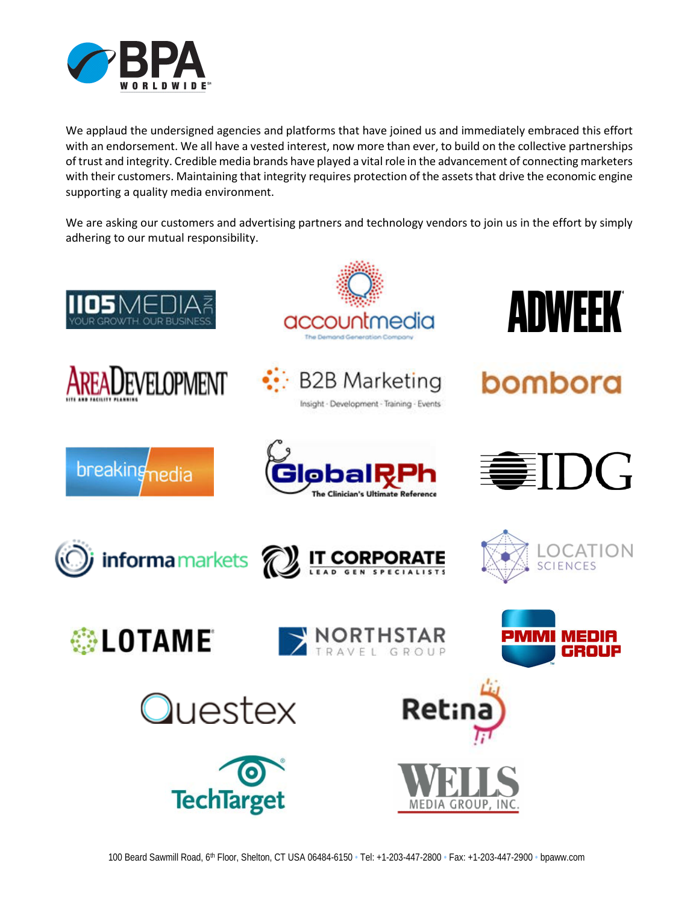We applaud the undersigned agencies and platforms that have joined us and immediately embraced this effort with an endorsement. We all have a vested interest, now more than ever, to build on the collective partnerships of trust and integrity. Credible media brands have played a vital role in the advancement of connecting marketers with their customers. Maintaining that integrity requires protection of the assets that drive the economic engine supporting a quality media environment.

We are asking our customers and advertising partners and technology vendors to join us in the effort by simply adhering to our mutual responsibility.

1105 MEDIA — YOUR GROWTH. OUR BUSINESS.

accountmedia — The Demand Generation Company

ADWEEK

AREA DEVELOPMENT — SITE AND FACILITY PLANNING

B2B Marketing — Insight · Development · Training · Events

bombora

breakingmedia

GlobalRPh — The Clinician's Ultimate Reference

IDG

informamarkets

IT CORPORATE — LEAD GEN SPECIALISTS

LOCATION SCIENCES

LOTAME

NORTHSTAR TRAVEL GROUP

PMMI MEDIA GROUP

Questex

Retina

TechTarget

WELLS MEDIA GROUP, INC.